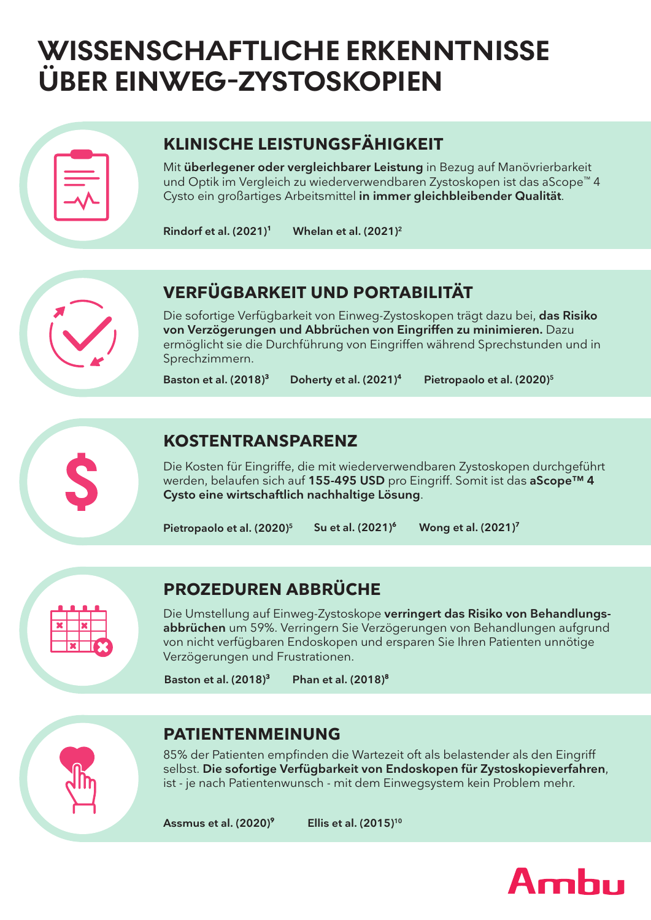# WISSENSCHAFTLICHE ERKENNTNISSE ÜBER EINWEG-ZYSTOSKOPIEN

## KLINISCHE LEISTUNGSFÄHIGKEIT

Mit **überlegener oder vergleichbarer Leistung** in Bezug auf Manövrierbarkeit und Optik im Vergleich zu wiederverwendbaren Zystoskopen ist das aScope™ 4 Cysto ein großartiges Arbeitsmittel **in immer gleichbleibender Qualität**.

**Rindorf et al. (2021)[1]** **Whelan et al. (2021)[2]**

## VERFÜGBARKEIT UND PORTABILITÄT

Die sofortige Verfügbarkeit von Einweg-Zystoskopen trägt dazu bei, **das Risiko von Verzögerungen und Abbrüchen von Eingriffen zu minimieren.** Dazu ermöglicht sie die Durchführung von Eingriffen während Sprechstunden und in Sprechzimmern.

**Baston et al. (2018)[3]** **Doherty et al. (2021)[4]** **Pietropaolo et al. (2020)[5]**

## KOSTENTRANSPARENZ

Die Kosten für Eingriffe, die mit wiederverwendbaren Zystoskopen durchgeführt werden, belaufen sich auf **155-495 USD** pro Eingriff. Somit ist das **aScope™ 4 Cysto eine wirtschaftlich nachhaltige Lösung**.

**Pietropaolo et al. (2020)[5]** **Su et al. (2021)[6]** **Wong et al. (2021)[7]**

## PROZEDUREN ABBRÜCHE

Die Umstellung auf Einweg-Zystoskope **verringert das Risiko von Behandlungs­abbrüchen** um 59%. Verringern Sie Verzögerungen von Behandlungen aufgrund von nicht verfügbaren Endoskopen und ersparen Sie Ihren Patienten unnötige Verzögerungen und Frustrationen.

**Baston et al. (2018)[3]** **Phan et al. (2018)[8]**

## PATIENTENMEINUNG

85% der Patienten empfinden die Wartezeit oft als belastender als den Eingriff selbst. **Die sofortige Verfügbarkeit von Endoskopen für Zystoskopieverfahren**, ist - je nach Patientenwunsch - mit dem Einwegsystem kein Problem mehr.

**Assmus et al. (2020)[9]** **Ellis et al. (2015)[10]**

Ambu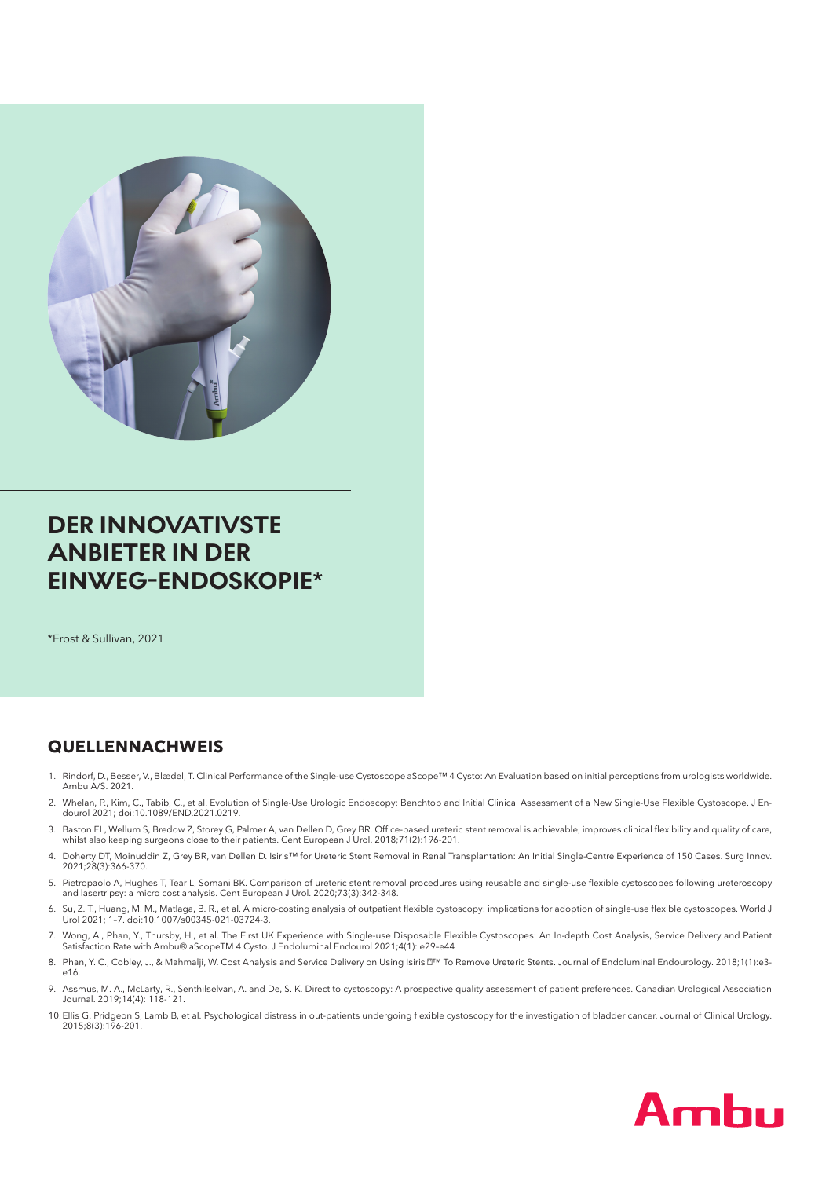# DER INNOVATIVSTE ANBIETER IN DER EINWEG-ENDOSKOPIE*

*Frost & Sullivan, 2021

## QUELLENNACHWEIS

1. Rindorf, D., Besser, V., Blædel, T. Clinical Performance of the Single-use Cystoscope aScope™ 4 Cysto: An Evaluation based on initial perceptions from urologists worldwide. Ambu A/S. 2021.
2. Whelan, P., Kim, C., Tabib, C., et al. Evolution of Single-Use Urologic Endoscopy: Benchtop and Initial Clinical Assessment of a New Single-Use Flexible Cystoscope. J Endourol 2021; doi:10.1089/END.2021.0219.
3. Baston EL, Wellum S, Bredow Z, Storey G, Palmer A, van Dellen D, Grey BR. Office-based ureteric stent removal is achievable, improves clinical flexibility and quality of care, whilst also keeping surgeons close to their patients. Cent European J Urol. 2018;71(2):196-201.
4. Doherty DT, Moinuddin Z, Grey BR, van Dellen D. Isiris™ for Ureteric Stent Removal in Renal Transplantation: An Initial Single-Centre Experience of 150 Cases. Surg Innov. 2021;28(3):366-370.
5. Pietropaolo A, Hughes T, Tear L, Somani BK. Comparison of ureteric stent removal procedures using reusable and single-use flexible cystoscopes following ureteroscopy and lasertripsy: a micro cost analysis. Cent European J Urol. 2020;73(3):342-348.
6. Su, Z. T., Huang, M. M., Matlaga, B. R., et al. A micro-costing analysis of outpatient flexible cystoscopy: implications for adoption of single-use flexible cystoscopes. World J Urol 2021; 1–7. doi:10.1007/s00345-021-03724-3.
7. Wong, A., Phan, Y., Thursby, H., et al. The First UK Experience with Single-use Disposable Flexible Cystoscopes: An In-depth Cost Analysis, Service Delivery and Patient Satisfaction Rate with Ambu® aScopeTM 4 Cysto. J Endoluminal Endourol 2021;4(1): e29–e44
8. Phan, Y. C., Cobley, J., & Mahmalji, W. Cost Analysis and Service Delivery on Using Isiris ™ To Remove Ureteric Stents. Journal of Endoluminal Endourology. 2018;1(1):e3-e16.
9. Assmus, M. A., McLarty, R., Senthilselvan, A. and De, S. K. Direct to cystoscopy: A prospective quality assessment of patient preferences. Canadian Urological Association Journal. 2019;14(4): 118-121.
10. Ellis G, Pridgeon S, Lamb B, et al. Psychological distress in out-patients undergoing flexible cystoscopy for the investigation of bladder cancer. Journal of Clinical Urology. 2015;8(3):196-201.

Ambu